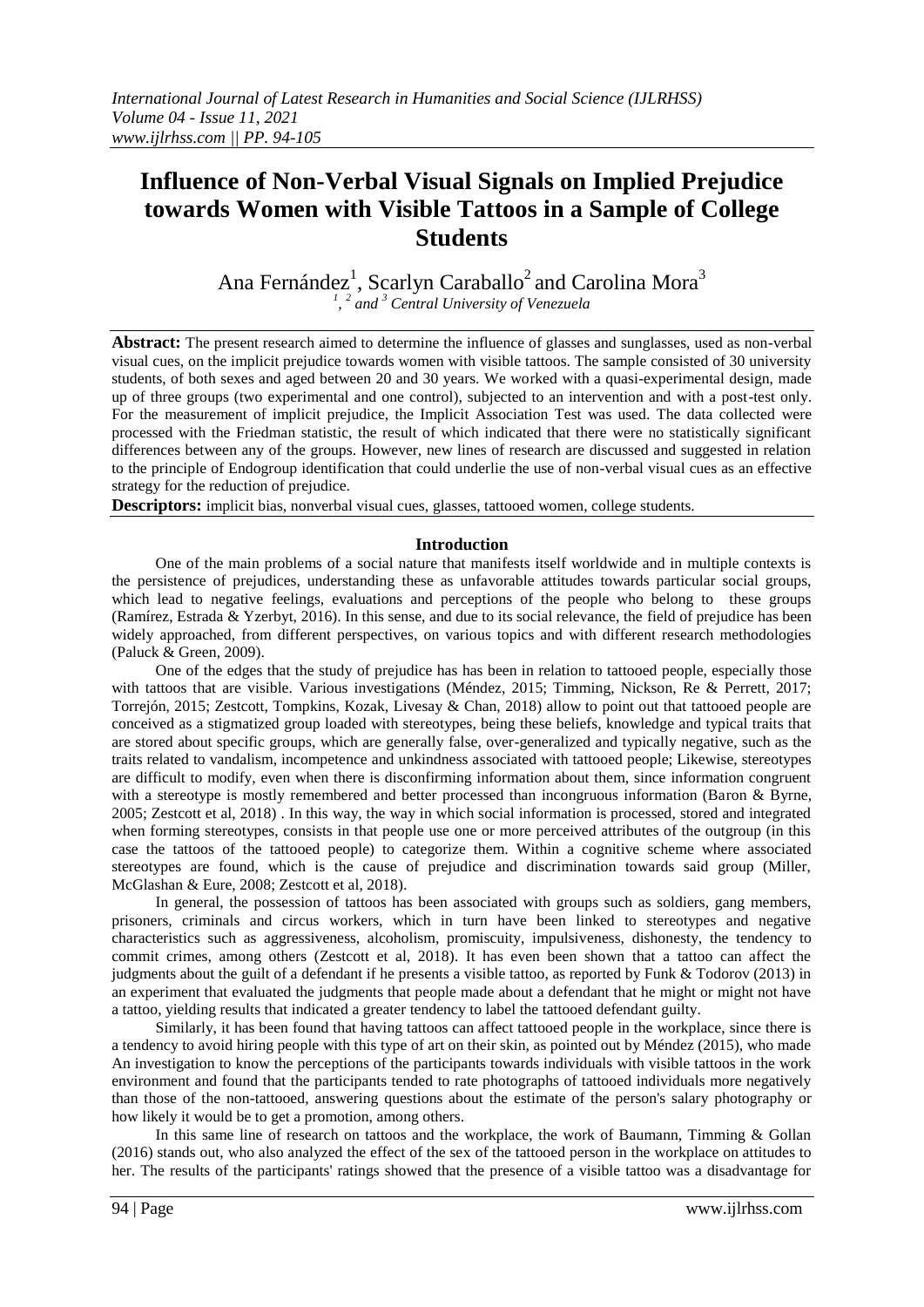# Influence of Non-Verbal Visual Signals on Implied Prejudice towards Women with Visible Tattoos in a Sample of College Students

Ana Fernández[1], Scarlyn Caraballo[2] and Carolina Mora[3]

[1], [2] and [3] Central University of Venezuela

**Abstract:** The present research aimed to determine the influence of glasses and sunglasses, used as non-verbal visual cues, on the implicit prejudice towards women with visible tattoos. The sample consisted of 30 university students, of both sexes and aged between 20 and 30 years. We worked with a quasi-experimental design, made up of three groups (two experimental and one control), subjected to an intervention and with a post-test only. For the measurement of implicit prejudice, the Implicit Association Test was used. The data collected were processed with the Friedman statistic, the result of which indicated that there were no statistically significant differences between any of the groups. However, new lines of research are discussed and suggested in relation to the principle of Endogroup identification that could underlie the use of non-verbal visual cues as an effective strategy for the reduction of prejudice.

**Descriptors:** implicit bias, nonverbal visual cues, glasses, tattooed women, college students.

## Introduction

One of the main problems of a social nature that manifests itself worldwide and in multiple contexts is the persistence of prejudices, understanding these as unfavorable attitudes towards particular social groups, which lead to negative feelings, evaluations and perceptions of the people who belong to these groups (Ramírez, Estrada & Yzerbyt, 2016). In this sense, and due to its social relevance, the field of prejudice has been widely approached, from different perspectives, on various topics and with different research methodologies (Paluck & Green, 2009).

One of the edges that the study of prejudice has has been in relation to tattooed people, especially those with tattoos that are visible. Various investigations (Méndez, 2015; Timming, Nickson, Re & Perrett, 2017; Torrejón, 2015; Zestcott, Tompkins, Kozak, Livesay & Chan, 2018) allow to point out that tattooed people are conceived as a stigmatized group loaded with stereotypes, being these beliefs, knowledge and typical traits that are stored about specific groups, which are generally false, over-generalized and typically negative, such as the traits related to vandalism, incompetence and unkindness associated with tattooed people; Likewise, stereotypes are difficult to modify, even when there is disconfirming information about them, since information congruent with a stereotype is mostly remembered and better processed than incongruous information (Baron & Byrne, 2005; Zestcott et al, 2018) . In this way, the way in which social information is processed, stored and integrated when forming stereotypes, consists in that people use one or more perceived attributes of the outgroup (in this case the tattoos of the tattooed people) to categorize them. Within a cognitive scheme where associated stereotypes are found, which is the cause of prejudice and discrimination towards said group (Miller, McGlashan & Eure, 2008; Zestcott et al, 2018).

In general, the possession of tattoos has been associated with groups such as soldiers, gang members, prisoners, criminals and circus workers, which in turn have been linked to stereotypes and negative characteristics such as aggressiveness, alcoholism, promiscuity, impulsiveness, dishonesty, the tendency to commit crimes, among others (Zestcott et al, 2018). It has even been shown that a tattoo can affect the judgments about the guilt of a defendant if he presents a visible tattoo, as reported by Funk & Todorov (2013) in an experiment that evaluated the judgments that people made about a defendant that he might or might not have a tattoo, yielding results that indicated a greater tendency to label the tattooed defendant guilty.

Similarly, it has been found that having tattoos can affect tattooed people in the workplace, since there is a tendency to avoid hiring people with this type of art on their skin, as pointed out by Méndez (2015), who made An investigation to know the perceptions of the participants towards individuals with visible tattoos in the work environment and found that the participants tended to rate photographs of tattooed individuals more negatively than those of the non-tattooed, answering questions about the estimate of the person's salary photography or how likely it would be to get a promotion, among others.

In this same line of research on tattoos and the workplace, the work of Baumann, Timming & Gollan (2016) stands out, who also analyzed the effect of the sex of the tattooed person in the workplace on attitudes to her. The results of the participants' ratings showed that the presence of a visible tattoo was a disadvantage for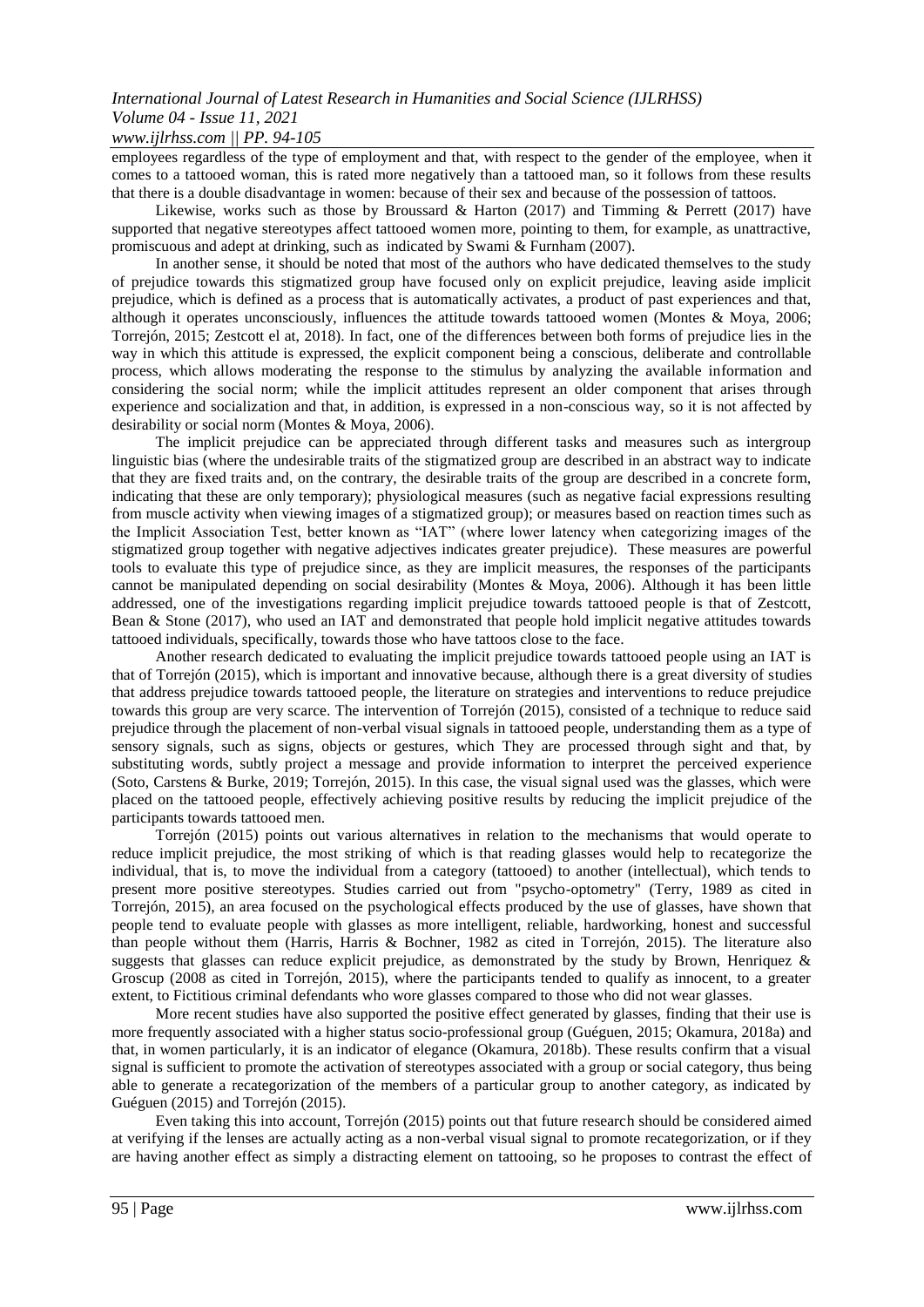employees regardless of the type of employment and that, with respect to the gender of the employee, when it comes to a tattooed woman, this is rated more negatively than a tattooed man, so it follows from these results that there is a double disadvantage in women: because of their sex and because of the possession of tattoos.

Likewise, works such as those by Broussard & Harton (2017) and Timming & Perrett (2017) have supported that negative stereotypes affect tattooed women more, pointing to them, for example, as unattractive, promiscuous and adept at drinking, such as indicated by Swami & Furnham (2007).

In another sense, it should be noted that most of the authors who have dedicated themselves to the study of prejudice towards this stigmatized group have focused only on explicit prejudice, leaving aside implicit prejudice, which is defined as a process that is automatically activates, a product of past experiences and that, although it operates unconsciously, influences the attitude towards tattooed women (Montes & Moya, 2006; Torrejón, 2015; Zestcott el at, 2018). In fact, one of the differences between both forms of prejudice lies in the way in which this attitude is expressed, the explicit component being a conscious, deliberate and controllable process, which allows moderating the response to the stimulus by analyzing the available information and considering the social norm; while the implicit attitudes represent an older component that arises through experience and socialization and that, in addition, is expressed in a non-conscious way, so it is not affected by desirability or social norm (Montes & Moya, 2006).

The implicit prejudice can be appreciated through different tasks and measures such as intergroup linguistic bias (where the undesirable traits of the stigmatized group are described in an abstract way to indicate that they are fixed traits and, on the contrary, the desirable traits of the group are described in a concrete form, indicating that these are only temporary); physiological measures (such as negative facial expressions resulting from muscle activity when viewing images of a stigmatized group); or measures based on reaction times such as the Implicit Association Test, better known as "IAT" (where lower latency when categorizing images of the stigmatized group together with negative adjectives indicates greater prejudice). These measures are powerful tools to evaluate this type of prejudice since, as they are implicit measures, the responses of the participants cannot be manipulated depending on social desirability (Montes & Moya, 2006). Although it has been little addressed, one of the investigations regarding implicit prejudice towards tattooed people is that of Zestcott, Bean & Stone (2017), who used an IAT and demonstrated that people hold implicit negative attitudes towards tattooed individuals, specifically, towards those who have tattoos close to the face.

Another research dedicated to evaluating the implicit prejudice towards tattooed people using an IAT is that of Torrejón (2015), which is important and innovative because, although there is a great diversity of studies that address prejudice towards tattooed people, the literature on strategies and interventions to reduce prejudice towards this group are very scarce. The intervention of Torrejón (2015), consisted of a technique to reduce said prejudice through the placement of non-verbal visual signals in tattooed people, understanding them as a type of sensory signals, such as signs, objects or gestures, which They are processed through sight and that, by substituting words, subtly project a message and provide information to interpret the perceived experience (Soto, Carstens & Burke, 2019; Torrejón, 2015). In this case, the visual signal used was the glasses, which were placed on the tattooed people, effectively achieving positive results by reducing the implicit prejudice of the participants towards tattooed men.

Torrejón (2015) points out various alternatives in relation to the mechanisms that would operate to reduce implicit prejudice, the most striking of which is that reading glasses would help to recategorize the individual, that is, to move the individual from a category (tattooed) to another (intellectual), which tends to present more positive stereotypes. Studies carried out from "psycho-optometry" (Terry, 1989 as cited in Torrejón, 2015), an area focused on the psychological effects produced by the use of glasses, have shown that people tend to evaluate people with glasses as more intelligent, reliable, hardworking, honest and successful than people without them (Harris, Harris & Bochner, 1982 as cited in Torrejón, 2015). The literature also suggests that glasses can reduce explicit prejudice, as demonstrated by the study by Brown, Henriquez & Groscup (2008 as cited in Torrejón, 2015), where the participants tended to qualify as innocent, to a greater extent, to Fictitious criminal defendants who wore glasses compared to those who did not wear glasses.

More recent studies have also supported the positive effect generated by glasses, finding that their use is more frequently associated with a higher status socio-professional group (Guéguen, 2015; Okamura, 2018a) and that, in women particularly, it is an indicator of elegance (Okamura, 2018b). These results confirm that a visual signal is sufficient to promote the activation of stereotypes associated with a group or social category, thus being able to generate a recategorization of the members of a particular group to another category, as indicated by Guéguen (2015) and Torrejón (2015).

Even taking this into account, Torrejón (2015) points out that future research should be considered aimed at verifying if the lenses are actually acting as a non-verbal visual signal to promote recategorization, or if they are having another effect as simply a distracting element on tattooing, so he proposes to contrast the effect of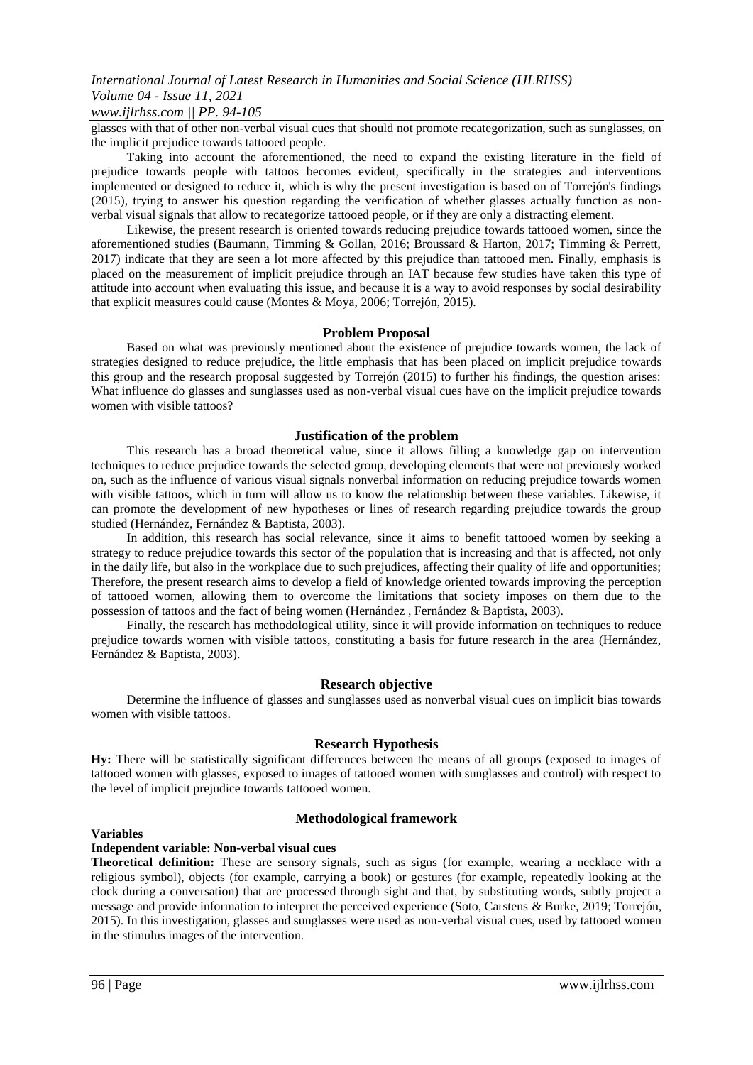glasses with that of other non-verbal visual cues that should not promote recategorization, such as sunglasses, on the implicit prejudice towards tattooed people.

Taking into account the aforementioned, the need to expand the existing literature in the field of prejudice towards people with tattoos becomes evident, specifically in the strategies and interventions implemented or designed to reduce it, which is why the present investigation is based on of Torrejón's findings (2015), trying to answer his question regarding the verification of whether glasses actually function as non-verbal visual signals that allow to recategorize tattooed people, or if they are only a distracting element.

Likewise, the present research is oriented towards reducing prejudice towards tattooed women, since the aforementioned studies (Baumann, Timming & Gollan, 2016; Broussard & Harton, 2017; Timming & Perrett, 2017) indicate that they are seen a lot more affected by this prejudice than tattooed men. Finally, emphasis is placed on the measurement of implicit prejudice through an IAT because few studies have taken this type of attitude into account when evaluating this issue, and because it is a way to avoid responses by social desirability that explicit measures could cause (Montes & Moya, 2006; Torrejón, 2015).

## Problem Proposal

Based on what was previously mentioned about the existence of prejudice towards women, the lack of strategies designed to reduce prejudice, the little emphasis that has been placed on implicit prejudice towards this group and the research proposal suggested by Torrejón (2015) to further his findings, the question arises: What influence do glasses and sunglasses used as non-verbal visual cues have on the implicit prejudice towards women with visible tattoos?

## Justification of the problem

This research has a broad theoretical value, since it allows filling a knowledge gap on intervention techniques to reduce prejudice towards the selected group, developing elements that were not previously worked on, such as the influence of various visual signals nonverbal information on reducing prejudice towards women with visible tattoos, which in turn will allow us to know the relationship between these variables. Likewise, it can promote the development of new hypotheses or lines of research regarding prejudice towards the group studied (Hernández, Fernández & Baptista, 2003).

In addition, this research has social relevance, since it aims to benefit tattooed women by seeking a strategy to reduce prejudice towards this sector of the population that is increasing and that is affected, not only in the daily life, but also in the workplace due to such prejudices, affecting their quality of life and opportunities; Therefore, the present research aims to develop a field of knowledge oriented towards improving the perception of tattooed women, allowing them to overcome the limitations that society imposes on them due to the possession of tattoos and the fact of being women (Hernández , Fernández & Baptista, 2003).

Finally, the research has methodological utility, since it will provide information on techniques to reduce prejudice towards women with visible tattoos, constituting a basis for future research in the area (Hernández, Fernández & Baptista, 2003).

## Research objective

Determine the influence of glasses and sunglasses used as nonverbal visual cues on implicit bias towards women with visible tattoos.

## Research Hypothesis

**Hy:** There will be statistically significant differences between the means of all groups (exposed to images of tattooed women with glasses, exposed to images of tattooed women with sunglasses and control) with respect to the level of implicit prejudice towards tattooed women.

## Methodological framework

### Variables

#### Independent variable: Non-verbal visual cues

**Theoretical definition:** These are sensory signals, such as signs (for example, wearing a necklace with a religious symbol), objects (for example, carrying a book) or gestures (for example, repeatedly looking at the clock during a conversation) that are processed through sight and that, by substituting words, subtly project a message and provide information to interpret the perceived experience (Soto, Carstens & Burke, 2019; Torrejón, 2015). In this investigation, glasses and sunglasses were used as non-verbal visual cues, used by tattooed women in the stimulus images of the intervention.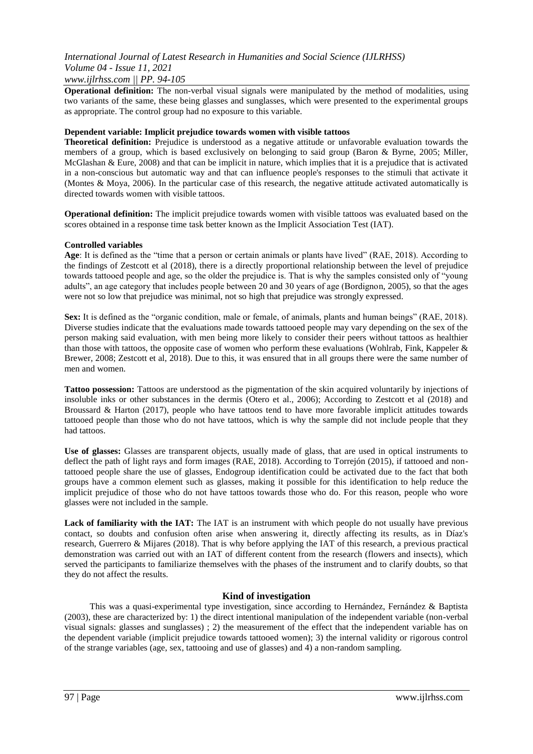**Operational definition:** The non-verbal visual signals were manipulated by the method of modalities, using two variants of the same, these being glasses and sunglasses, which were presented to the experimental groups as appropriate. The control group had no exposure to this variable.

**Dependent variable: Implicit prejudice towards women with visible tattoos**

**Theoretical definition:** Prejudice is understood as a negative attitude or unfavorable evaluation towards the members of a group, which is based exclusively on belonging to said group (Baron & Byrne, 2005; Miller, McGlashan & Eure, 2008) and that can be implicit in nature, which implies that it is a prejudice that is activated in a non-conscious but automatic way and that can influence people's responses to the stimuli that activate it (Montes & Moya, 2006). In the particular case of this research, the negative attitude activated automatically is directed towards women with visible tattoos.

**Operational definition:** The implicit prejudice towards women with visible tattoos was evaluated based on the scores obtained in a response time task better known as the Implicit Association Test (IAT).

**Controlled variables**

**Age**: It is defined as the "time that a person or certain animals or plants have lived" (RAE, 2018). According to the findings of Zestcott et al (2018), there is a directly proportional relationship between the level of prejudice towards tattooed people and age, so the older the prejudice is. That is why the samples consisted only of "young adults", an age category that includes people between 20 and 30 years of age (Bordignon, 2005), so that the ages were not so low that prejudice was minimal, not so high that prejudice was strongly expressed.

**Sex:** It is defined as the "organic condition, male or female, of animals, plants and human beings" (RAE, 2018). Diverse studies indicate that the evaluations made towards tattooed people may vary depending on the sex of the person making said evaluation, with men being more likely to consider their peers without tattoos as healthier than those with tattoos, the opposite case of women who perform these evaluations (Wohlrab, Fink, Kappeler & Brewer, 2008; Zestcott et al, 2018). Due to this, it was ensured that in all groups there were the same number of men and women.

**Tattoo possession:** Tattoos are understood as the pigmentation of the skin acquired voluntarily by injections of insoluble inks or other substances in the dermis (Otero et al., 2006); According to Zestcott et al (2018) and Broussard & Harton (2017), people who have tattoos tend to have more favorable implicit attitudes towards tattooed people than those who do not have tattoos, which is why the sample did not include people that they had tattoos.

**Use of glasses:** Glasses are transparent objects, usually made of glass, that are used in optical instruments to deflect the path of light rays and form images (RAE, 2018). According to Torrejón (2015), if tattooed and non-tattooed people share the use of glasses, Endogroup identification could be activated due to the fact that both groups have a common element such as glasses, making it possible for this identification to help reduce the implicit prejudice of those who do not have tattoos towards those who do. For this reason, people who wore glasses were not included in the sample.

**Lack of familiarity with the IAT:** The IAT is an instrument with which people do not usually have previous contact, so doubts and confusion often arise when answering it, directly affecting its results, as in Díaz's research, Guerrero & Mijares (2018). That is why before applying the IAT of this research, a previous practical demonstration was carried out with an IAT of different content from the research (flowers and insects), which served the participants to familiarize themselves with the phases of the instrument and to clarify doubts, so that they do not affect the results.

## Kind of investigation

This was a quasi-experimental type investigation, since according to Hernández, Fernández & Baptista (2003), these are characterized by: 1) the direct intentional manipulation of the independent variable (non-verbal visual signals: glasses and sunglasses) ; 2) the measurement of the effect that the independent variable has on the dependent variable (implicit prejudice towards tattooed women); 3) the internal validity or rigorous control of the strange variables (age, sex, tattooing and use of glasses) and 4) a non-random sampling.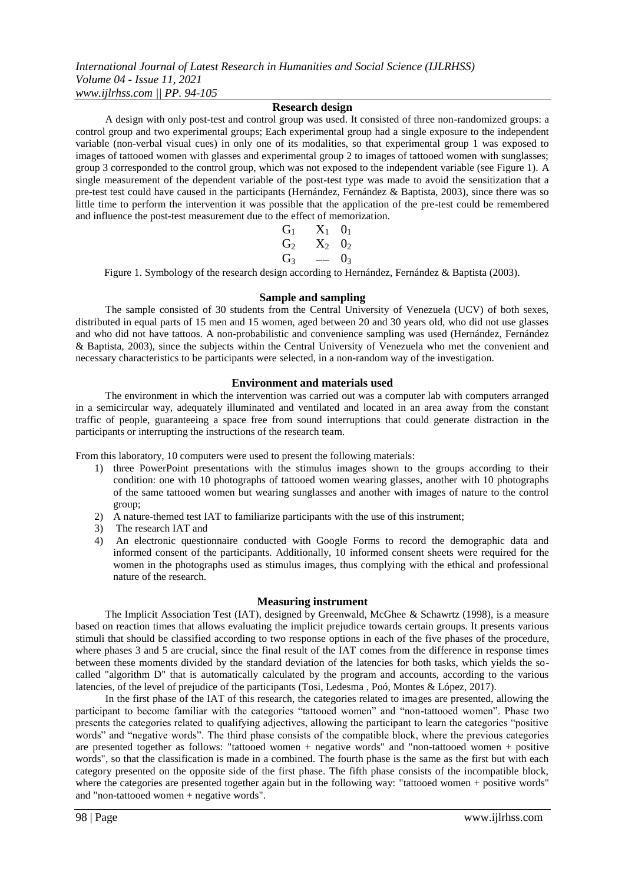## Research design

A design with only post-test and control group was used. It consisted of three non-randomized groups: a control group and two experimental groups; Each experimental group had a single exposure to the independent variable (non-verbal visual cues) in only one of its modalities, so that experimental group 1 was exposed to images of tattooed women with glasses and experimental group 2 to images of tattooed women with sunglasses; group 3 corresponded to the control group, which was not exposed to the independent variable (see Figure 1). A single measurement of the dependent variable of the post-test type was made to avoid the sensitization that a pre-test test could have caused in the participants (Hernández, Fernández & Baptista, 2003), since there was so little time to perform the intervention it was possible that the application of the pre-test could be remembered and influence the post-test measurement due to the effect of memorization.

$$
\begin{array}{lll}
G_1 & X_1 & 0_1 \\
G_2 & X_2 & 0_2 \\
G_3 & \text{——} & 0_3
\end{array}
$$

Figure 1. Symbology of the research design according to Hernández, Fernández & Baptista (2003).

## Sample and sampling

The sample consisted of 30 students from the Central University of Venezuela (UCV) of both sexes, distributed in equal parts of 15 men and 15 women, aged between 20 and 30 years old, who did not use glasses and who did not have tattoos. A non-probabilistic and convenience sampling was used (Hernández, Fernández & Baptista, 2003), since the subjects within the Central University of Venezuela who met the convenient and necessary characteristics to be participants were selected, in a non-random way of the investigation.

## Environment and materials used

The environment in which the intervention was carried out was a computer lab with computers arranged in a semicircular way, adequately illuminated and ventilated and located in an area away from the constant traffic of people, guaranteeing a space free from sound interruptions that could generate distraction in the participants or interrupting the instructions of the research team.

From this laboratory, 10 computers were used to present the following materials:

1) three PowerPoint presentations with the stimulus images shown to the groups according to their condition: one with 10 photographs of tattooed women wearing glasses, another with 10 photographs of the same tattooed women but wearing sunglasses and another with images of nature to the control group;
2) A nature-themed test IAT to familiarize participants with the use of this instrument;
3) The research IAT and
4) An electronic questionnaire conducted with Google Forms to record the demographic data and informed consent of the participants. Additionally, 10 informed consent sheets were required for the women in the photographs used as stimulus images, thus complying with the ethical and professional nature of the research.

## Measuring instrument

The Implicit Association Test (IAT), designed by Greenwald, McGhee & Schawrtz (1998), is a measure based on reaction times that allows evaluating the implicit prejudice towards certain groups. It presents various stimuli that should be classified according to two response options in each of the five phases of the procedure, where phases 3 and 5 are crucial, since the final result of the IAT comes from the difference in response times between these moments divided by the standard deviation of the latencies for both tasks, which yields the so-called "algorithm D" that is automatically calculated by the program and accounts, according to the various latencies, of the level of prejudice of the participants (Tosi, Ledesma , Poó, Montes & López, 2017).

In the first phase of the IAT of this research, the categories related to images are presented, allowing the participant to become familiar with the categories "tattooed women" and "non-tattooed women". Phase two presents the categories related to qualifying adjectives, allowing the participant to learn the categories "positive words" and "negative words". The third phase consists of the compatible block, where the previous categories are presented together as follows: "tattooed women + negative words" and "non-tattooed women + positive words", so that the classification is made in a combined. The fourth phase is the same as the first but with each category presented on the opposite side of the first phase. The fifth phase consists of the incompatible block, where the categories are presented together again but in the following way: "tattooed women + positive words" and "non-tattooed women + negative words".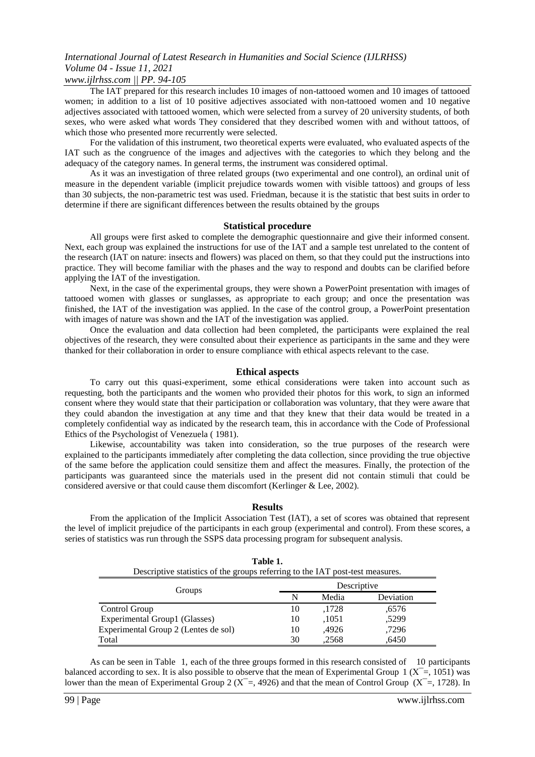The IAT prepared for this research includes 10 images of non-tattooed women and 10 images of tattooed women; in addition to a list of 10 positive adjectives associated with non-tattooed women and 10 negative adjectives associated with tattooed women, which were selected from a survey of 20 university students, of both sexes, who were asked what words They considered that they described women with and without tattoos, of which those who presented more recurrently were selected.

For the validation of this instrument, two theoretical experts were evaluated, who evaluated aspects of the IAT such as the congruence of the images and adjectives with the categories to which they belong and the adequacy of the category names. In general terms, the instrument was considered optimal.

As it was an investigation of three related groups (two experimental and one control), an ordinal unit of measure in the dependent variable (implicit prejudice towards women with visible tattoos) and groups of less than 30 subjects, the non-parametric test was used. Friedman, because it is the statistic that best suits in order to determine if there are significant differences between the results obtained by the groups

### Statistical procedure

All groups were first asked to complete the demographic questionnaire and give their informed consent. Next, each group was explained the instructions for use of the IAT and a sample test unrelated to the content of the research (IAT on nature: insects and flowers) was placed on them, so that they could put the instructions into practice. They will become familiar with the phases and the way to respond and doubts can be clarified before applying the IAT of the investigation.

Next, in the case of the experimental groups, they were shown a PowerPoint presentation with images of tattooed women with glasses or sunglasses, as appropriate to each group; and once the presentation was finished, the IAT of the investigation was applied. In the case of the control group, a PowerPoint presentation with images of nature was shown and the IAT of the investigation was applied.

Once the evaluation and data collection had been completed, the participants were explained the real objectives of the research, they were consulted about their experience as participants in the same and they were thanked for their collaboration in order to ensure compliance with ethical aspects relevant to the case.

### Ethical aspects

To carry out this quasi-experiment, some ethical considerations were taken into account such as requesting, both the participants and the women who provided their photos for this work, to sign an informed consent where they would state that their participation or collaboration was voluntary, that they were aware that they could abandon the investigation at any time and that they knew that their data would be treated in a completely confidential way as indicated by the research team, this in accordance with the Code of Professional Ethics of the Psychologist of Venezuela ( 1981).

Likewise, accountability was taken into consideration, so the true purposes of the research were explained to the participants immediately after completing the data collection, since providing the true objective of the same before the application could sensitize them and affect the measures. Finally, the protection of the participants was guaranteed since the materials used in the present did not contain stimuli that could be considered aversive or that could cause them discomfort (Kerlinger & Lee, 2002).

## Results

From the application of the Implicit Association Test (IAT), a set of scores was obtained that represent the level of implicit prejudice of the participants in each group (experimental and control). From these scores, a series of statistics was run through the SSPS data processing program for subsequent analysis.

**Table 1.**
Descriptive statistics of the groups referring to the IAT post-test measures.

| Groups | Descriptive | | |
|---|---|---|---|
| | N | Media | Deviation |
| Control Group | 10 | ,1728 | ,6576 |
| Experimental Group1 (Glasses) | 10 | ,1051 | ,5299 |
| Experimental Group 2 (Lentes de sol) | 10 | ,4926 | ,7296 |
| Total | 30 | ,2568 | ,6450 |

As can be seen in Table 1, each of the three groups formed in this research consisted of 10 participants balanced according to sex. It is also possible to observe that the mean of Experimental Group 1 ($\bar{X}$=, 1051) was lower than the mean of Experimental Group 2 ($\bar{X}$=, 4926) and that the mean of Control Group ($\bar{X}$=, 1728). In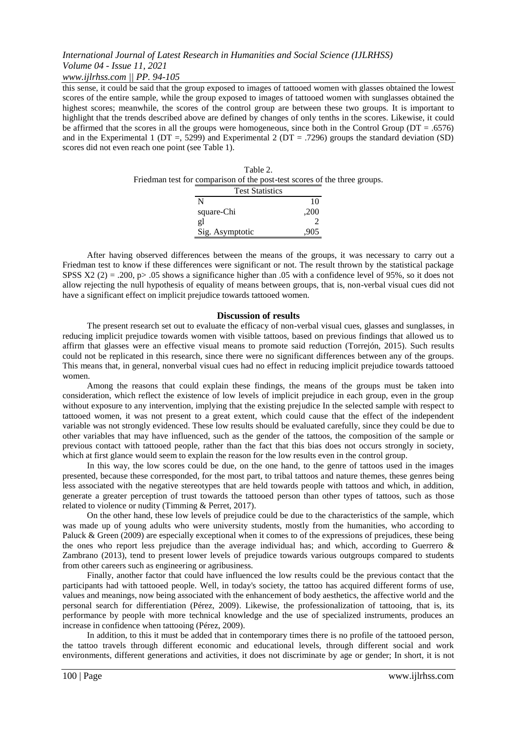this sense, it could be said that the group exposed to images of tattooed women with glasses obtained the lowest scores of the entire sample, while the group exposed to images of tattooed women with sunglasses obtained the highest scores; meanwhile, the scores of the control group are between these two groups. It is important to highlight that the trends described above are defined by changes of only tenths in the scores. Likewise, it could be affirmed that the scores in all the groups were homogeneous, since both in the Control Group (DT = .6576) and in the Experimental 1 (DT =, 5299) and Experimental 2 (DT = .7296) groups the standard deviation (SD) scores did not even reach one point (see Table 1).

Table 2.
Friedman test for comparison of the post-test scores of the three groups.

| Test Statistics | |
|---|---|
| N | 10 |
| square-Chi | ,200 |
| gl | 2 |
| Sig. Asymptotic | ,905 |

After having observed differences between the means of the groups, it was necessary to carry out a Friedman test to know if these differences were significant or not. The result thrown by the statistical package SPSS $X2\ (2) = .200$, $p > .05$ shows a significance higher than .05 with a confidence level of 95%, so it does not allow rejecting the null hypothesis of equality of means between groups, that is, non-verbal visual cues did not have a significant effect on implicit prejudice towards tattooed women.

## Discussion of results

The present research set out to evaluate the efficacy of non-verbal visual cues, glasses and sunglasses, in reducing implicit prejudice towards women with visible tattoos, based on previous findings that allowed us to affirm that glasses were an effective visual means to promote said reduction (Torrejón, 2015). Such results could not be replicated in this research, since there were no significant differences between any of the groups. This means that, in general, nonverbal visual cues had no effect in reducing implicit prejudice towards tattooed women.

Among the reasons that could explain these findings, the means of the groups must be taken into consideration, which reflect the existence of low levels of implicit prejudice in each group, even in the group without exposure to any intervention, implying that the existing prejudice In the selected sample with respect to tattooed women, it was not present to a great extent, which could cause that the effect of the independent variable was not strongly evidenced. These low results should be evaluated carefully, since they could be due to other variables that may have influenced, such as the gender of the tattoos, the composition of the sample or previous contact with tattooed people, rather than the fact that this bias does not occurs strongly in society, which at first glance would seem to explain the reason for the low results even in the control group.

In this way, the low scores could be due, on the one hand, to the genre of tattoos used in the images presented, because these corresponded, for the most part, to tribal tattoos and nature themes, these genres being less associated with the negative stereotypes that are held towards people with tattoos and which, in addition, generate a greater perception of trust towards the tattooed person than other types of tattoos, such as those related to violence or nudity (Timming & Perret, 2017).

On the other hand, these low levels of prejudice could be due to the characteristics of the sample, which was made up of young adults who were university students, mostly from the humanities, who according to Paluck & Green (2009) are especially exceptional when it comes to of the expressions of prejudices, these being the ones who report less prejudice than the average individual has; and which, according to Guerrero & Zambrano (2013), tend to present lower levels of prejudice towards various outgroups compared to students from other careers such as engineering or agribusiness.

Finally, another factor that could have influenced the low results could be the previous contact that the participants had with tattooed people. Well, in today's society, the tattoo has acquired different forms of use, values and meanings, now being associated with the enhancement of body aesthetics, the affective world and the personal search for differentiation (Pérez, 2009). Likewise, the professionalization of tattooing, that is, its performance by people with more technical knowledge and the use of specialized instruments, produces an increase in confidence when tattooing (Pérez, 2009).

In addition, to this it must be added that in contemporary times there is no profile of the tattooed person, the tattoo travels through different economic and educational levels, through different social and work environments, different generations and activities, it does not discriminate by age or gender; In short, it is not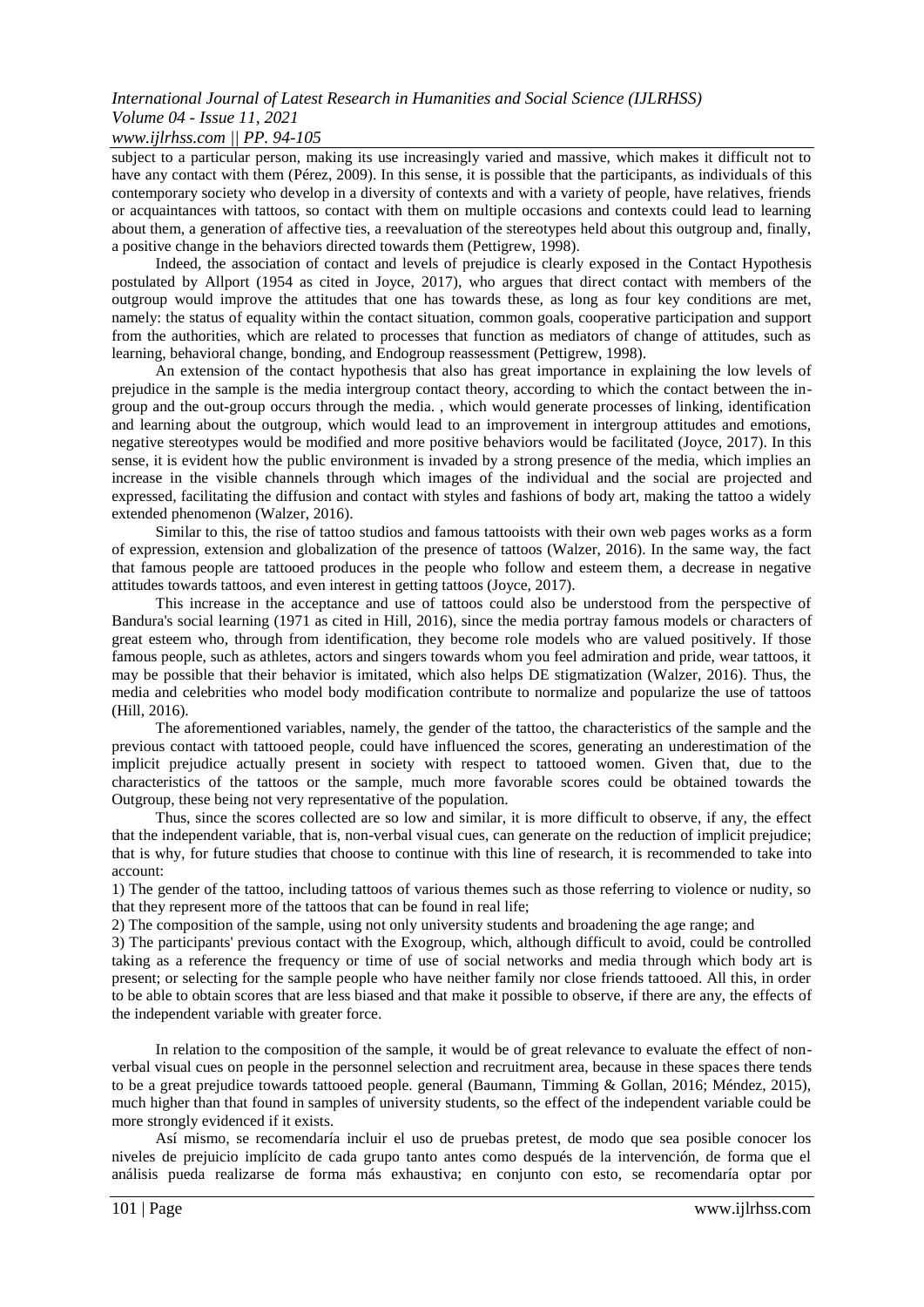subject to a particular person, making its use increasingly varied and massive, which makes it difficult not to have any contact with them (Pérez, 2009). In this sense, it is possible that the participants, as individuals of this contemporary society who develop in a diversity of contexts and with a variety of people, have relatives, friends or acquaintances with tattoos, so contact with them on multiple occasions and contexts could lead to learning about them, a generation of affective ties, a reevaluation of the stereotypes held about this outgroup and, finally, a positive change in the behaviors directed towards them (Pettigrew, 1998).

Indeed, the association of contact and levels of prejudice is clearly exposed in the Contact Hypothesis postulated by Allport (1954 as cited in Joyce, 2017), who argues that direct contact with members of the outgroup would improve the attitudes that one has towards these, as long as four key conditions are met, namely: the status of equality within the contact situation, common goals, cooperative participation and support from the authorities, which are related to processes that function as mediators of change of attitudes, such as learning, behavioral change, bonding, and Endogroup reassessment (Pettigrew, 1998).

An extension of the contact hypothesis that also has great importance in explaining the low levels of prejudice in the sample is the media intergroup contact theory, according to which the contact between the in-group and the out-group occurs through the media. , which would generate processes of linking, identification and learning about the outgroup, which would lead to an improvement in intergroup attitudes and emotions, negative stereotypes would be modified and more positive behaviors would be facilitated (Joyce, 2017). In this sense, it is evident how the public environment is invaded by a strong presence of the media, which implies an increase in the visible channels through which images of the individual and the social are projected and expressed, facilitating the diffusion and contact with styles and fashions of body art, making the tattoo a widely extended phenomenon (Walzer, 2016).

Similar to this, the rise of tattoo studios and famous tattooists with their own web pages works as a form of expression, extension and globalization of the presence of tattoos (Walzer, 2016). In the same way, the fact that famous people are tattooed produces in the people who follow and esteem them, a decrease in negative attitudes towards tattoos, and even interest in getting tattoos (Joyce, 2017).

This increase in the acceptance and use of tattoos could also be understood from the perspective of Bandura's social learning (1971 as cited in Hill, 2016), since the media portray famous models or characters of great esteem who, through from identification, they become role models who are valued positively. If those famous people, such as athletes, actors and singers towards whom you feel admiration and pride, wear tattoos, it may be possible that their behavior is imitated, which also helps DE stigmatization (Walzer, 2016). Thus, the media and celebrities who model body modification contribute to normalize and popularize the use of tattoos (Hill, 2016).

The aforementioned variables, namely, the gender of the tattoo, the characteristics of the sample and the previous contact with tattooed people, could have influenced the scores, generating an underestimation of the implicit prejudice actually present in society with respect to tattooed women. Given that, due to the characteristics of the tattoos or the sample, much more favorable scores could be obtained towards the Outgroup, these being not very representative of the population.

Thus, since the scores collected are so low and similar, it is more difficult to observe, if any, the effect that the independent variable, that is, non-verbal visual cues, can generate on the reduction of implicit prejudice; that is why, for future studies that choose to continue with this line of research, it is recommended to take into account:

1) The gender of the tattoo, including tattoos of various themes such as those referring to violence or nudity, so that they represent more of the tattoos that can be found in real life;
2) The composition of the sample, using not only university students and broadening the age range; and
3) The participants' previous contact with the Exogroup, which, although difficult to avoid, could be controlled taking as a reference the frequency or time of use of social networks and media through which body art is present; or selecting for the sample people who have neither family nor close friends tattooed. All this, in order to be able to obtain scores that are less biased and that make it possible to observe, if there are any, the effects of the independent variable with greater force.

In relation to the composition of the sample, it would be of great relevance to evaluate the effect of non-verbal visual cues on people in the personnel selection and recruitment area, because in these spaces there tends to be a great prejudice towards tattooed people. general (Baumann, Timming & Gollan, 2016; Méndez, 2015), much higher than that found in samples of university students, so the effect of the independent variable could be more strongly evidenced if it exists.

Así mismo, se recomendaría incluir el uso de pruebas pretest, de modo que sea posible conocer los niveles de prejuicio implícito de cada grupo tanto antes como después de la intervención, de forma que el análisis pueda realizarse de forma más exhaustiva; en conjunto con esto, se recomendaría optar por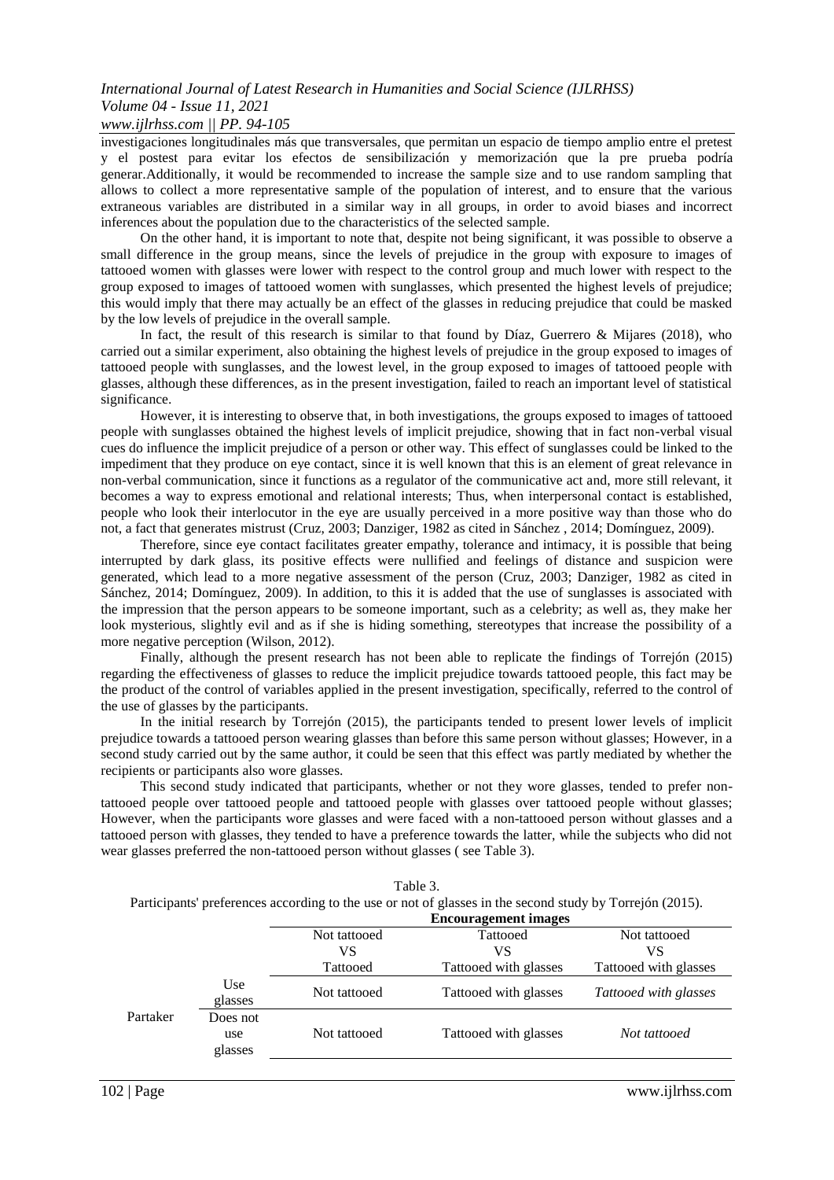investigaciones longitudinales más que transversales, que permitan un espacio de tiempo amplio entre el pretest y el postest para evitar los efectos de sensibilización y memorización que la pre prueba podría generar.Additionally, it would be recommended to increase the sample size and to use random sampling that allows to collect a more representative sample of the population of interest, and to ensure that the various extraneous variables are distributed in a similar way in all groups, in order to avoid biases and incorrect inferences about the population due to the characteristics of the selected sample.

On the other hand, it is important to note that, despite not being significant, it was possible to observe a small difference in the group means, since the levels of prejudice in the group with exposure to images of tattooed women with glasses were lower with respect to the control group and much lower with respect to the group exposed to images of tattooed women with sunglasses, which presented the highest levels of prejudice; this would imply that there may actually be an effect of the glasses in reducing prejudice that could be masked by the low levels of prejudice in the overall sample.

In fact, the result of this research is similar to that found by Díaz, Guerrero & Mijares (2018), who carried out a similar experiment, also obtaining the highest levels of prejudice in the group exposed to images of tattooed people with sunglasses, and the lowest level, in the group exposed to images of tattooed people with glasses, although these differences, as in the present investigation, failed to reach an important level of statistical significance.

However, it is interesting to observe that, in both investigations, the groups exposed to images of tattooed people with sunglasses obtained the highest levels of implicit prejudice, showing that in fact non-verbal visual cues do influence the implicit prejudice of a person or other way. This effect of sunglasses could be linked to the impediment that they produce on eye contact, since it is well known that this is an element of great relevance in non-verbal communication, since it functions as a regulator of the communicative act and, more still relevant, it becomes a way to express emotional and relational interests; Thus, when interpersonal contact is established, people who look their interlocutor in the eye are usually perceived in a more positive way than those who do not, a fact that generates mistrust (Cruz, 2003; Danziger, 1982 as cited in Sánchez , 2014; Domínguez, 2009).

Therefore, since eye contact facilitates greater empathy, tolerance and intimacy, it is possible that being interrupted by dark glass, its positive effects were nullified and feelings of distance and suspicion were generated, which lead to a more negative assessment of the person (Cruz, 2003; Danziger, 1982 as cited in Sánchez, 2014; Domínguez, 2009). In addition, to this it is added that the use of sunglasses is associated with the impression that the person appears to be someone important, such as a celebrity; as well as, they make her look mysterious, slightly evil and as if she is hiding something, stereotypes that increase the possibility of a more negative perception (Wilson, 2012).

Finally, although the present research has not been able to replicate the findings of Torrejón (2015) regarding the effectiveness of glasses to reduce the implicit prejudice towards tattooed people, this fact may be the product of the control of variables applied in the present investigation, specifically, referred to the control of the use of glasses by the participants.

In the initial research by Torrejón (2015), the participants tended to present lower levels of implicit prejudice towards a tattooed person wearing glasses than before this same person without glasses; However, in a second study carried out by the same author, it could be seen that this effect was partly mediated by whether the recipients or participants also wore glasses.

This second study indicated that participants, whether or not they wore glasses, tended to prefer non-tattooed people over tattooed people and tattooed people with glasses over tattooed people without glasses; However, when the participants wore glasses and were faced with a non-tattooed person without glasses and a tattooed person with glasses, they tended to have a preference towards the latter, while the subjects who did not wear glasses preferred the non-tattooed person without glasses ( see Table 3).

Table 3.
Participants' preferences according to the use or not of glasses in the second study by Torrejón (2015).

| | | **Encouragement images** | | |
|---|---|---|---|---|
| | | Not tattooed VS Tattooed | Tattooed VS Tattooed with glasses | Not tattooed VS Tattooed with glasses |
| Partaker | Use glasses | Not tattooed | Tattooed with glasses | *Tattooed with glasses* |
| | Does not use glasses | Not tattooed | Tattooed with glasses | *Not tattooed* |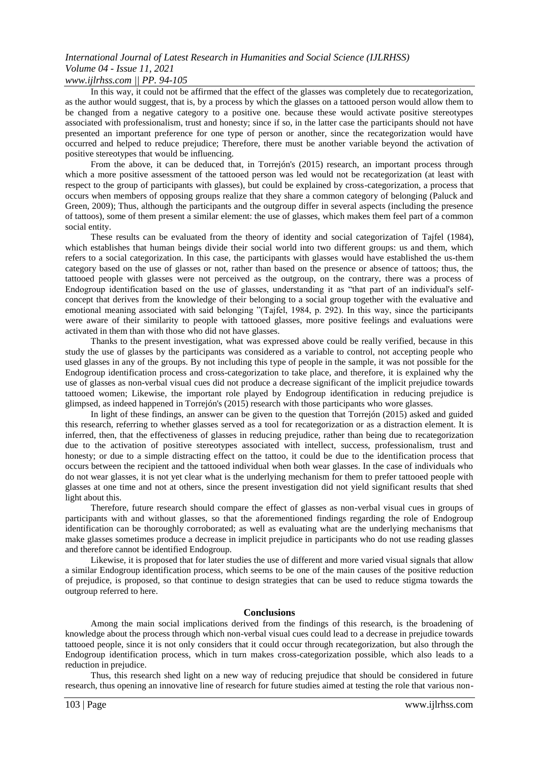In this way, it could not be affirmed that the effect of the glasses was completely due to recategorization, as the author would suggest, that is, by a process by which the glasses on a tattooed person would allow them to be changed from a negative category to a positive one. because these would activate positive stereotypes associated with professionalism, trust and honesty; since if so, in the latter case the participants should not have presented an important preference for one type of person or another, since the recategorization would have occurred and helped to reduce prejudice; Therefore, there must be another variable beyond the activation of positive stereotypes that would be influencing.

From the above, it can be deduced that, in Torrejón's (2015) research, an important process through which a more positive assessment of the tattooed person was led would not be recategorization (at least with respect to the group of participants with glasses), but could be explained by cross-categorization, a process that occurs when members of opposing groups realize that they share a common category of belonging (Paluck and Green, 2009); Thus, although the participants and the outgroup differ in several aspects (including the presence of tattoos), some of them present a similar element: the use of glasses, which makes them feel part of a common social entity.

These results can be evaluated from the theory of identity and social categorization of Tajfel (1984), which establishes that human beings divide their social world into two different groups: us and them, which refers to a social categorization. In this case, the participants with glasses would have established the us-them category based on the use of glasses or not, rather than based on the presence or absence of tattoos; thus, the tattooed people with glasses were not perceived as the outgroup, on the contrary, there was a process of Endogroup identification based on the use of glasses, understanding it as "that part of an individual's self-concept that derives from the knowledge of their belonging to a social group together with the evaluative and emotional meaning associated with said belonging "(Tajfel, 1984, p. 292). In this way, since the participants were aware of their similarity to people with tattooed glasses, more positive feelings and evaluations were activated in them than with those who did not have glasses.

Thanks to the present investigation, what was expressed above could be really verified, because in this study the use of glasses by the participants was considered as a variable to control, not accepting people who used glasses in any of the groups. By not including this type of people in the sample, it was not possible for the Endogroup identification process and cross-categorization to take place, and therefore, it is explained why the use of glasses as non-verbal visual cues did not produce a decrease significant of the implicit prejudice towards tattooed women; Likewise, the important role played by Endogroup identification in reducing prejudice is glimpsed, as indeed happened in Torrejón's (2015) research with those participants who wore glasses.

In light of these findings, an answer can be given to the question that Torrejón (2015) asked and guided this research, referring to whether glasses served as a tool for recategorization or as a distraction element. It is inferred, then, that the effectiveness of glasses in reducing prejudice, rather than being due to recategorization due to the activation of positive stereotypes associated with intellect, success, professionalism, trust and honesty; or due to a simple distracting effect on the tattoo, it could be due to the identification process that occurs between the recipient and the tattooed individual when both wear glasses. In the case of individuals who do not wear glasses, it is not yet clear what is the underlying mechanism for them to prefer tattooed people with glasses at one time and not at others, since the present investigation did not yield significant results that shed light about this.

Therefore, future research should compare the effect of glasses as non-verbal visual cues in groups of participants with and without glasses, so that the aforementioned findings regarding the role of Endogroup identification can be thoroughly corroborated; as well as evaluating what are the underlying mechanisms that make glasses sometimes produce a decrease in implicit prejudice in participants who do not use reading glasses and therefore cannot be identified Endogroup.

Likewise, it is proposed that for later studies the use of different and more varied visual signals that allow a similar Endogroup identification process, which seems to be one of the main causes of the positive reduction of prejudice, is proposed, so that continue to design strategies that can be used to reduce stigma towards the outgroup referred to here.

## Conclusions

Among the main social implications derived from the findings of this research, is the broadening of knowledge about the process through which non-verbal visual cues could lead to a decrease in prejudice towards tattooed people, since it is not only considers that it could occur through recategorization, but also through the Endogroup identification process, which in turn makes cross-categorization possible, which also leads to a reduction in prejudice.

Thus, this research shed light on a new way of reducing prejudice that should be considered in future research, thus opening an innovative line of research for future studies aimed at testing the role that various non-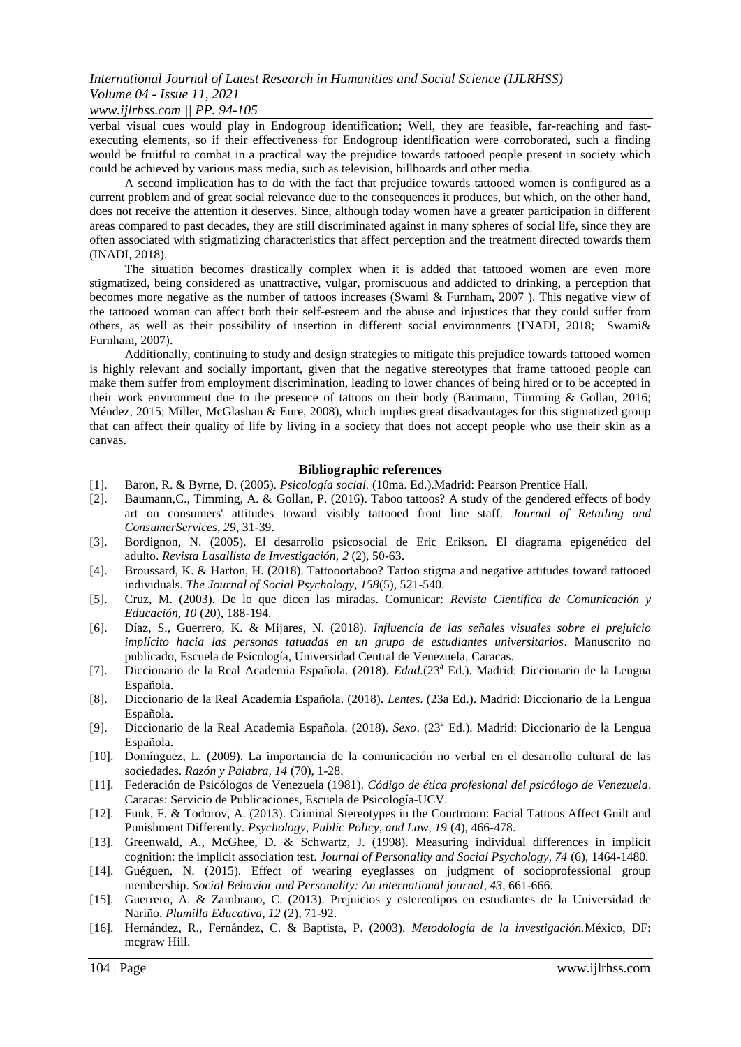verbal visual cues would play in Endogroup identification; Well, they are feasible, far-reaching and fast-executing elements, so if their effectiveness for Endogroup identification were corroborated, such a finding would be fruitful to combat in a practical way the prejudice towards tattooed people present in society which could be achieved by various mass media, such as television, billboards and other media.

A second implication has to do with the fact that prejudice towards tattooed women is configured as a current problem and of great social relevance due to the consequences it produces, but which, on the other hand, does not receive the attention it deserves. Since, although today women have a greater participation in different areas compared to past decades, they are still discriminated against in many spheres of social life, since they are often associated with stigmatizing characteristics that affect perception and the treatment directed towards them (INADI, 2018).

The situation becomes drastically complex when it is added that tattooed women are even more stigmatized, being considered as unattractive, vulgar, promiscuous and addicted to drinking, a perception that becomes more negative as the number of tattoos increases (Swami & Furnham, 2007 ). This negative view of the tattooed woman can affect both their self-esteem and the abuse and injustices that they could suffer from others, as well as their possibility of insertion in different social environments (INADI, 2018; Swami& Furnham, 2007).

Additionally, continuing to study and design strategies to mitigate this prejudice towards tattooed women is highly relevant and socially important, given that the negative stereotypes that frame tattooed people can make them suffer from employment discrimination, leading to lower chances of being hired or to be accepted in their work environment due to the presence of tattoos on their body (Baumann, Timming & Gollan, 2016; Méndez, 2015; Miller, McGlashan & Eure, 2008), which implies great disadvantages for this stigmatized group that can affect their quality of life by living in a society that does not accept people who use their skin as a canvas.

## Bibliographic references

[1]. Baron, R. & Byrne, D. (2005). *Psicología social.* (10ma. Ed.).Madrid: Pearson Prentice Hall.

[2]. Baumann,C., Timming, A. & Gollan, P. (2016). Taboo tattoos? A study of the gendered effects of body art on consumers' attitudes toward visibly tattooed front line staff. *Journal of Retailing and ConsumerServices, 29*, 31-39.

[3]. Bordignon, N. (2005). El desarrollo psicosocial de Eric Erikson. El diagrama epigenético del adulto. *Revista Lasallista de Investigación, 2* (2), 50-63.

[4]. Broussard, K. & Harton, H. (2018). Tattooortaboo? Tattoo stigma and negative attitudes toward tattooed individuals. *The Journal of Social Psychology, 158*(5), 521-540.

[5]. Cruz, M. (2003). De lo que dicen las miradas. Comunicar: *Revista Científica de Comunicación y Educación, 10* (20), 188-194.

[6]. Díaz, S., Guerrero, K. & Mijares, N. (2018). *Influencia de las señales visuales sobre el prejuicio implícito hacia las personas tatuadas en un grupo de estudiantes universitarios*. Manuscrito no publicado, Escuela de Psicología, Universidad Central de Venezuela, Caracas.

[7]. Diccionario de la Real Academia Española. (2018). *Edad.*(23ª Ed.). Madrid: Diccionario de la Lengua Española.

[8]. Diccionario de la Real Academia Española. (2018). *Lentes*. (23a Ed.). Madrid: Diccionario de la Lengua Española.

[9]. Diccionario de la Real Academia Española. (2018). *Sexo*. (23ª Ed.). Madrid: Diccionario de la Lengua Española.

[10]. Domínguez, L. (2009). La importancia de la comunicación no verbal en el desarrollo cultural de las sociedades. *Razón y Palabra, 14* (70), 1-28.

[11]. Federación de Psicólogos de Venezuela (1981). *Código de ética profesional del psicólogo de Venezuela*. Caracas: Servicio de Publicaciones, Escuela de Psicología-UCV.

[12]. Funk, F. & Todorov, A. (2013). Criminal Stereotypes in the Courtroom: Facial Tattoos Affect Guilt and Punishment Differently. *Psychology, Public Policy, and Law, 19* (4), 466-478.

[13]. Greenwald, A., McGhee, D. & Schwartz, J. (1998). Measuring individual differences in implicit cognition: the implicit association test. *Journal of Personality and Social Psychology, 74* (6), 1464-1480.

[14]. Guéguen, N. (2015). Effect of wearing eyeglasses on judgment of socioprofessional group membership. *Social Behavior and Personality: An international journal, 43*, 661-666.

[15]. Guerrero, A. & Zambrano, C. (2013). Prejuicios y estereotipos en estudiantes de la Universidad de Nariño. *Plumilla Educativa, 12* (2), 71-92.

[16]. Hernández, R., Fernández, C. & Baptista, P. (2003). *Metodología de la investigación.*México, DF: mcgraw Hill.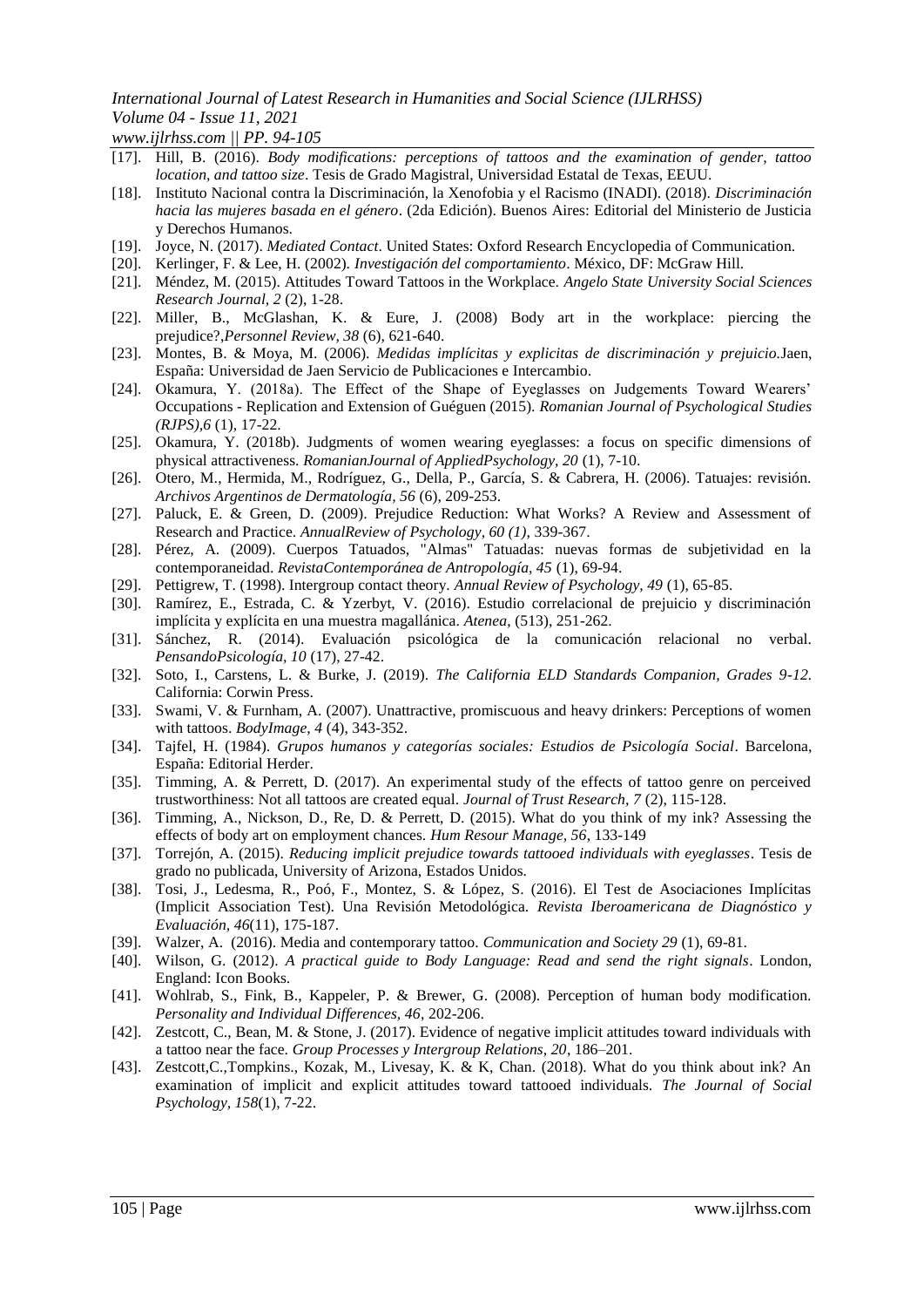[17]. Hill, B. (2016). *Body modifications: perceptions of tattoos and the examination of gender, tattoo location, and tattoo size*. Tesis de Grado Magistral, Universidad Estatal de Texas, EEUU.

[18]. Instituto Nacional contra la Discriminación, la Xenofobia y el Racismo (INADI). (2018). *Discriminación hacia las mujeres basada en el género*. (2da Edición). Buenos Aires: Editorial del Ministerio de Justicia y Derechos Humanos.

[19]. Joyce, N. (2017). *Mediated Contact*. United States: Oxford Research Encyclopedia of Communication.

[20]. Kerlinger, F. & Lee, H. (2002). *Investigación del comportamiento*. México, DF: McGraw Hill.

[21]. Méndez, M. (2015). Attitudes Toward Tattoos in the Workplace. *Angelo State University Social Sciences Research Journal, 2* (2), 1-28.

[22]. Miller, B., McGlashan, K. & Eure, J. (2008) Body art in the workplace: piercing the prejudice?,*Personnel Review, 38* (6), 621-640.

[23]. Montes, B. & Moya, M. (2006). *Medidas implícitas y explicitas de discriminación y prejuicio.*Jaen, España: Universidad de Jaen Servicio de Publicaciones e Intercambio.

[24]. Okamura, Y. (2018a). The Effect of the Shape of Eyeglasses on Judgements Toward Wearers' Occupations - Replication and Extension of Guéguen (2015). *Romanian Journal of Psychological Studies (RJPS),6* (1), 17-22.

[25]. Okamura, Y. (2018b). Judgments of women wearing eyeglasses: a focus on specific dimensions of physical attractiveness. *RomanianJournal of AppliedPsychology, 20* (1), 7-10.

[26]. Otero, M., Hermida, M., Rodríguez, G., Della, P., García, S. & Cabrera, H. (2006). Tatuajes: revisión. *Archivos Argentinos de Dermatología, 56* (6), 209-253.

[27]. Paluck, E. & Green, D. (2009). Prejudice Reduction: What Works? A Review and Assessment of Research and Practice. *AnnualReview of Psychology, 60 (1)*, 339-367.

[28]. Pérez, A. (2009). Cuerpos Tatuados, "Almas" Tatuadas: nuevas formas de subjetividad en la contemporaneidad. *RevistaContemporánea de Antropología, 45* (1), 69-94.

[29]. Pettigrew, T. (1998). Intergroup contact theory. *Annual Review of Psychology, 49* (1), 65-85.

[30]. Ramírez, E., Estrada, C. & Yzerbyt, V. (2016). Estudio correlacional de prejuicio y discriminación implícita y explícita en una muestra magallánica. *Atenea*, (513), 251-262.

[31]. Sánchez, R. (2014). Evaluación psicológica de la comunicación relacional no verbal. *PensandoPsicología, 10* (17), 27-42.

[32]. Soto, I., Carstens, L. & Burke, J. (2019). *The California ELD Standards Companion, Grades 9-12.* California: Corwin Press.

[33]. Swami, V. & Furnham, A. (2007). Unattractive, promiscuous and heavy drinkers: Perceptions of women with tattoos. *BodyImage, 4* (4), 343-352.

[34]. Tajfel, H. (1984). *Grupos humanos y categorías sociales: Estudios de Psicología Social*. Barcelona, España: Editorial Herder.

[35]. Timming, A. & Perrett, D. (2017). An experimental study of the effects of tattoo genre on perceived trustworthiness: Not all tattoos are created equal. *Journal of Trust Research, 7* (2), 115-128.

[36]. Timming, A., Nickson, D., Re, D. & Perrett, D. (2015). What do you think of my ink? Assessing the effects of body art on employment chances. *Hum Resour Manage, 56*, 133-149

[37]. Torrejón, A. (2015). *Reducing implicit prejudice towards tattooed individuals with eyeglasses*. Tesis de grado no publicada, University of Arizona, Estados Unidos.

[38]. Tosi, J., Ledesma, R., Poó, F., Montez, S. & López, S. (2016). El Test de Asociaciones Implícitas (Implicit Association Test). Una Revisión Metodológica. *Revista Iberoamericana de Diagnóstico y Evaluación, 46*(11), 175-187.

[39]. Walzer, A. (2016). Media and contemporary tattoo. *Communication and Society 29* (1), 69-81.

[40]. Wilson, G. (2012). *A practical guide to Body Language: Read and send the right signals*. London, England: Icon Books.

[41]. Wohlrab, S., Fink, B., Kappeler, P. & Brewer, G. (2008). Perception of human body modification. *Personality and Individual Differences, 46*, 202-206.

[42]. Zestcott, C., Bean, M. & Stone, J. (2017). Evidence of negative implicit attitudes toward individuals with a tattoo near the face. *Group Processes y Intergroup Relations, 20*, 186–201.

[43]. Zestcott,C.,Tompkins., Kozak, M., Livesay, K. & K, Chan. (2018). What do you think about ink? An examination of implicit and explicit attitudes toward tattooed individuals. *The Journal of Social Psychology, 158*(1), 7-22.